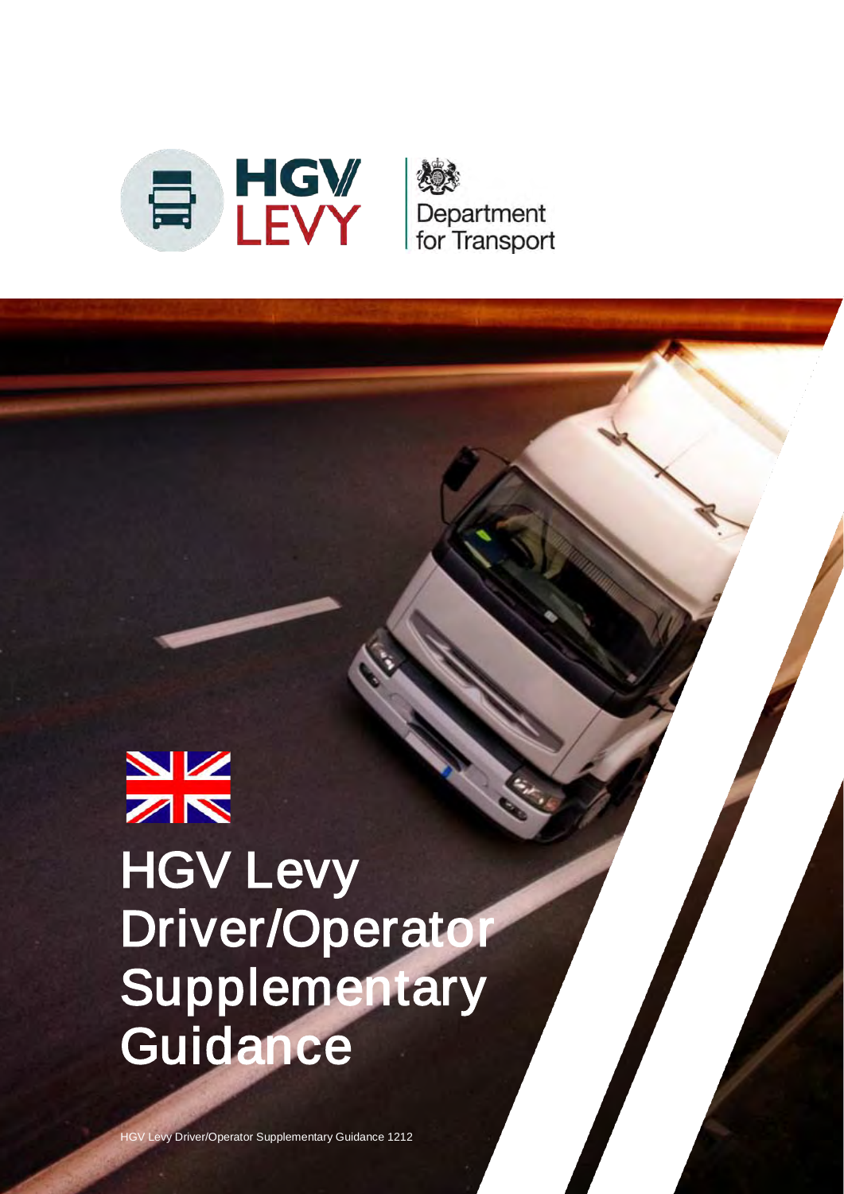HGV LEVY

Department for Transport

# HGV Levy Driver/Operator Supplementary Guidance

HGV Levy Driver/Operator Supplementary Guidance 1212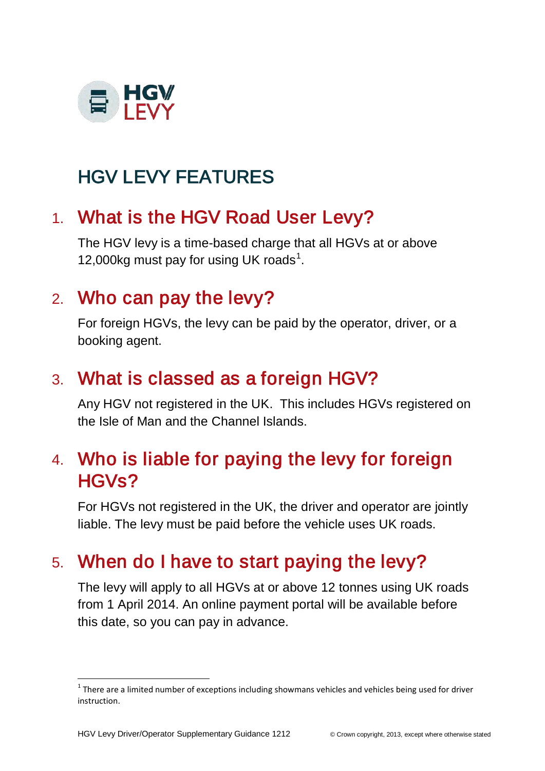HGV LEVY

# HGV LEVY FEATURES

## 1. What is the HGV Road User Levy?

The HGV levy is a time-based charge that all HGVs at or above 12,000kg must pay for using UK roads[1].

## 2. Who can pay the levy?

For foreign HGVs, the levy can be paid by the operator, driver, or a booking agent.

## 3. What is classed as a foreign HGV?

Any HGV not registered in the UK. This includes HGVs registered on the Isle of Man and the Channel Islands.

## 4. Who is liable for paying the levy for foreign HGVs?

For HGVs not registered in the UK, the driver and operator are jointly liable. The levy must be paid before the vehicle uses UK roads.

## 5. When do I have to start paying the levy?

The levy will apply to all HGVs at or above 12 tonnes using UK roads from 1 April 2014. An online payment portal will be available before this date, so you can pay in advance.

---

[1] There are a limited number of exceptions including showmans vehicles and vehicles being used for driver instruction.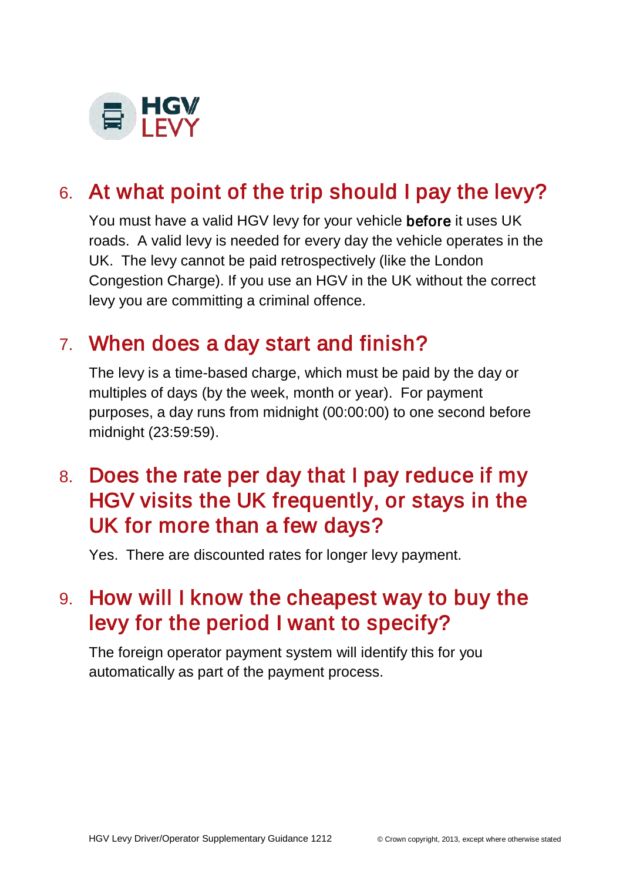## 6. At what point of the trip should I pay the levy?

You must have a valid HGV levy for your vehicle **before** it uses UK roads. A valid levy is needed for every day the vehicle operates in the UK. The levy cannot be paid retrospectively (like the London Congestion Charge). If you use an HGV in the UK without the correct levy you are committing a criminal offence.

## 7. When does a day start and finish?

The levy is a time-based charge, which must be paid by the day or multiples of days (by the week, month or year). For payment purposes, a day runs from midnight (00:00:00) to one second before midnight (23:59:59).

## 8. Does the rate per day that I pay reduce if my HGV visits the UK frequently, or stays in the UK for more than a few days?

Yes. There are discounted rates for longer levy payment.

## 9. How will I know the cheapest way to buy the levy for the period I want to specify?

The foreign operator payment system will identify this for you automatically as part of the payment process.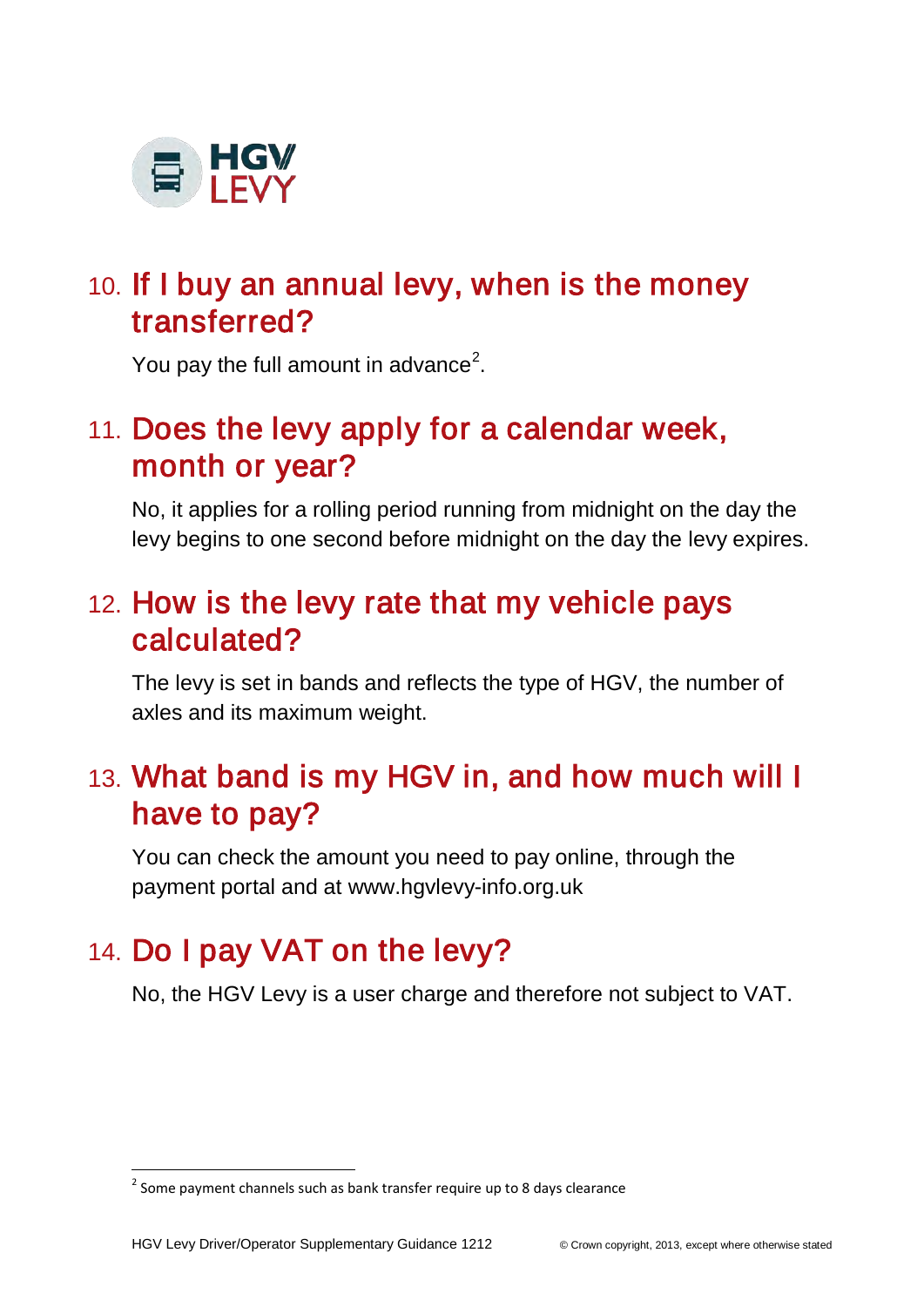## 10. If I buy an annual levy, when is the money transferred?

You pay the full amount in advance[2].

## 11. Does the levy apply for a calendar week, month or year?

No, it applies for a rolling period running from midnight on the day the levy begins to one second before midnight on the day the levy expires.

## 12. How is the levy rate that my vehicle pays calculated?

The levy is set in bands and reflects the type of HGV, the number of axles and its maximum weight.

## 13. What band is my HGV in, and how much will I have to pay?

You can check the amount you need to pay online, through the payment portal and at www.hgvlevy-info.org.uk

## 14. Do I pay VAT on the levy?

No, the HGV Levy is a user charge and therefore not subject to VAT.

---

[2] Some payment channels such as bank transfer require up to 8 days clearance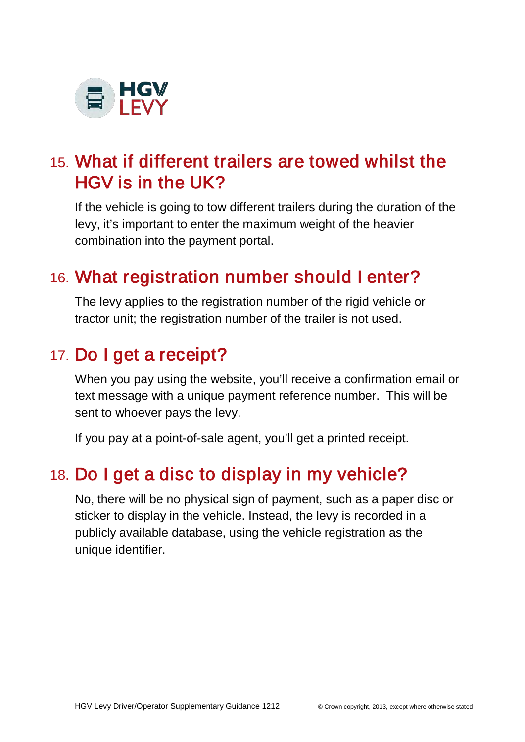## 15. What if different trailers are towed whilst the HGV is in the UK?

If the vehicle is going to tow different trailers during the duration of the levy, it's important to enter the maximum weight of the heavier combination into the payment portal.

## 16. What registration number should I enter?

The levy applies to the registration number of the rigid vehicle or tractor unit; the registration number of the trailer is not used.

## 17. Do I get a receipt?

When you pay using the website, you'll receive a confirmation email or text message with a unique payment reference number. This will be sent to whoever pays the levy.

If you pay at a point-of-sale agent, you'll get a printed receipt.

## 18. Do I get a disc to display in my vehicle?

No, there will be no physical sign of payment, such as a paper disc or sticker to display in the vehicle. Instead, the levy is recorded in a publicly available database, using the vehicle registration as the unique identifier.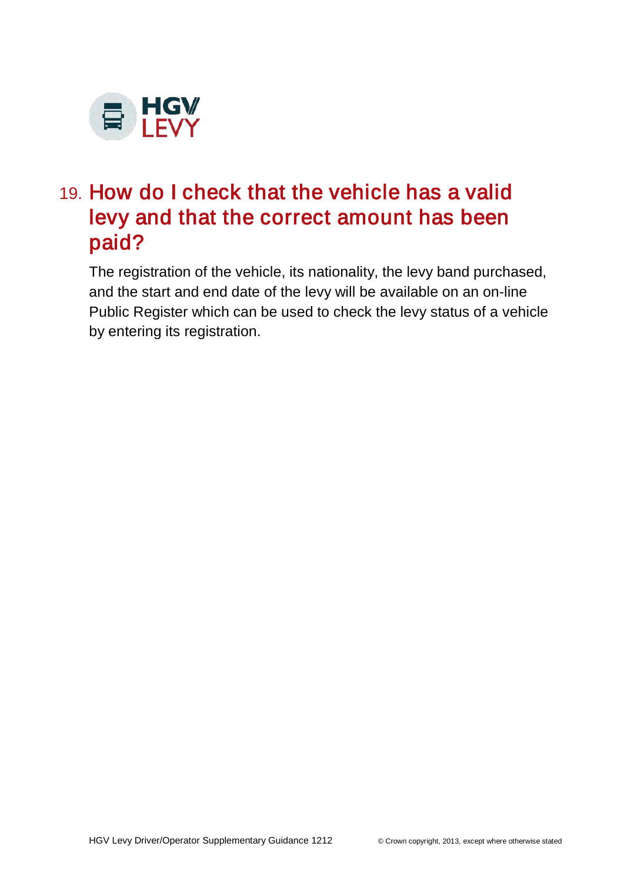## 19. How do I check that the vehicle has a valid levy and that the correct amount has been paid?

The registration of the vehicle, its nationality, the levy band purchased, and the start and end date of the levy will be available on an on-line Public Register which can be used to check the levy status of a vehicle by entering its registration.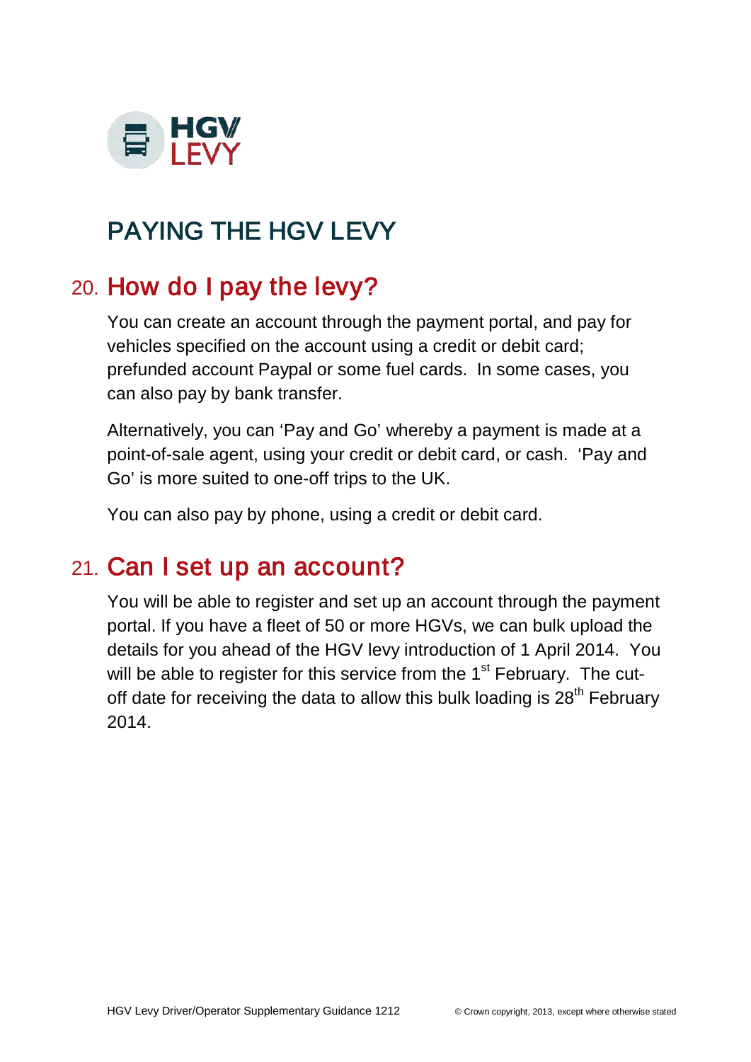HGV LEVY

# PAYING THE HGV LEVY

## 20. How do I pay the levy?

You can create an account through the payment portal, and pay for vehicles specified on the account using a credit or debit card; prefunded account Paypal or some fuel cards. In some cases, you can also pay by bank transfer.

Alternatively, you can 'Pay and Go' whereby a payment is made at a point-of-sale agent, using your credit or debit card, or cash. 'Pay and Go' is more suited to one-off trips to the UK.

You can also pay by phone, using a credit or debit card.

## 21. Can I set up an account?

You will be able to register and set up an account through the payment portal. If you have a fleet of 50 or more HGVs, we can bulk upload the details for you ahead of the HGV levy introduction of 1 April 2014. You will be able to register for this service from the 1st February. The cut-off date for receiving the data to allow this bulk loading is 28th February 2014.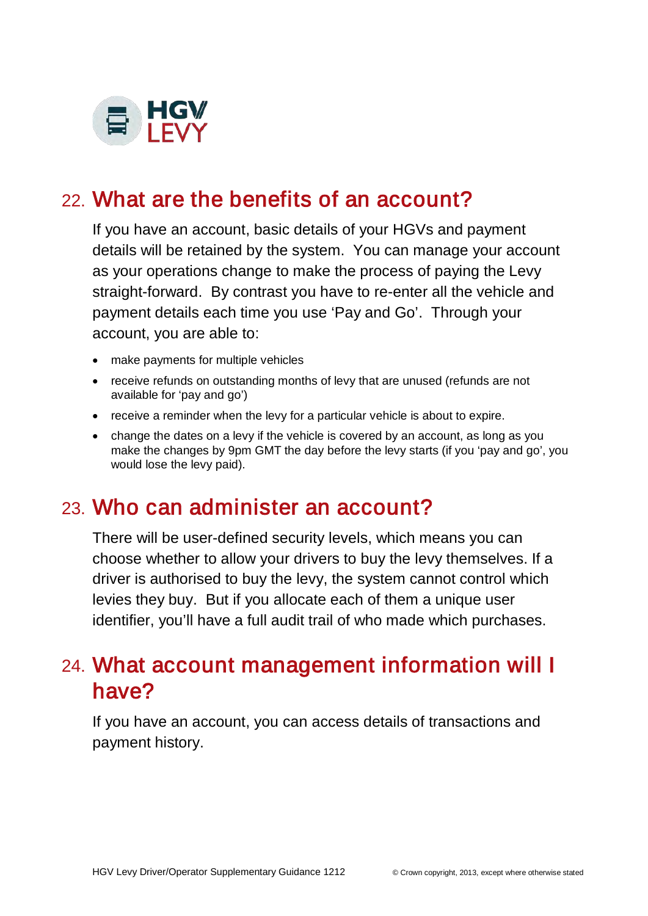## 22. What are the benefits of an account?

If you have an account, basic details of your HGVs and payment details will be retained by the system. You can manage your account as your operations change to make the process of paying the Levy straight-forward. By contrast you have to re-enter all the vehicle and payment details each time you use 'Pay and Go'. Through your account, you are able to:

- make payments for multiple vehicles
- receive refunds on outstanding months of levy that are unused (refunds are not available for 'pay and go')
- receive a reminder when the levy for a particular vehicle is about to expire.
- change the dates on a levy if the vehicle is covered by an account, as long as you make the changes by 9pm GMT the day before the levy starts (if you 'pay and go', you would lose the levy paid).

## 23. Who can administer an account?

There will be user-defined security levels, which means you can choose whether to allow your drivers to buy the levy themselves. If a driver is authorised to buy the levy, the system cannot control which levies they buy. But if you allocate each of them a unique user identifier, you'll have a full audit trail of who made which purchases.

## 24. What account management information will I have?

If you have an account, you can access details of transactions and payment history.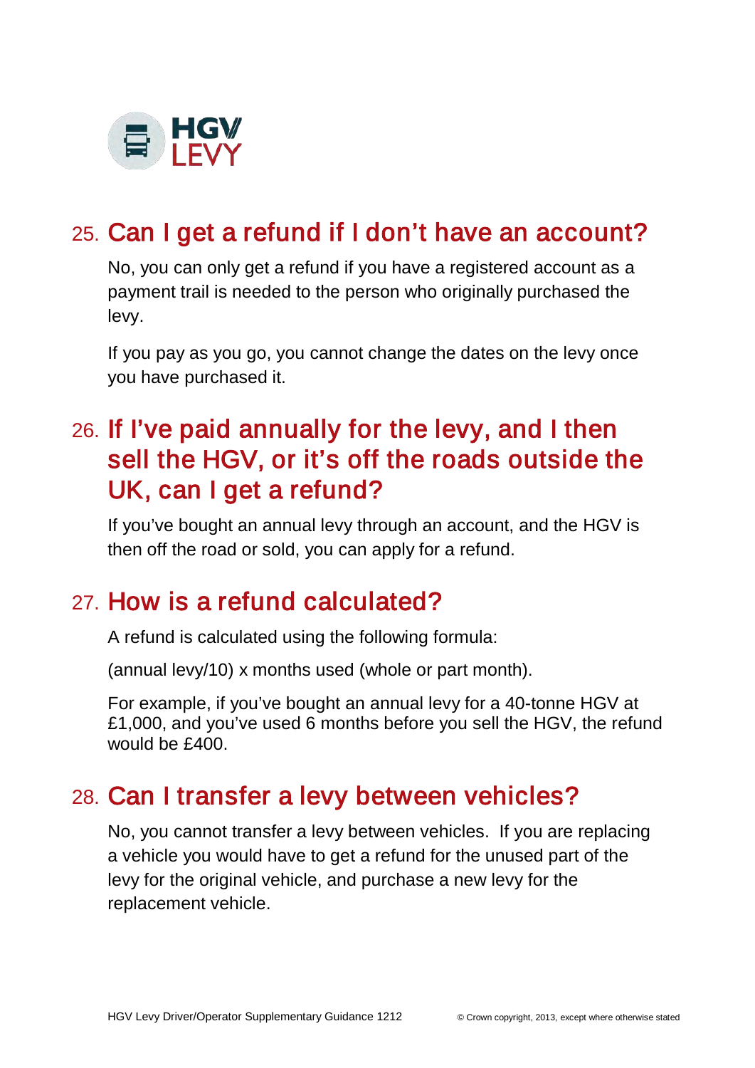## 25. Can I get a refund if I don't have an account?

No, you can only get a refund if you have a registered account as a payment trail is needed to the person who originally purchased the levy.

If you pay as you go, you cannot change the dates on the levy once you have purchased it.

## 26. If I've paid annually for the levy, and I then sell the HGV, or it's off the roads outside the UK, can I get a refund?

If you've bought an annual levy through an account, and the HGV is then off the road or sold, you can apply for a refund.

## 27. How is a refund calculated?

A refund is calculated using the following formula:

(annual levy/10) x months used (whole or part month).

For example, if you've bought an annual levy for a 40-tonne HGV at £1,000, and you've used 6 months before you sell the HGV, the refund would be £400.

## 28. Can I transfer a levy between vehicles?

No, you cannot transfer a levy between vehicles. If you are replacing a vehicle you would have to get a refund for the unused part of the levy for the original vehicle, and purchase a new levy for the replacement vehicle.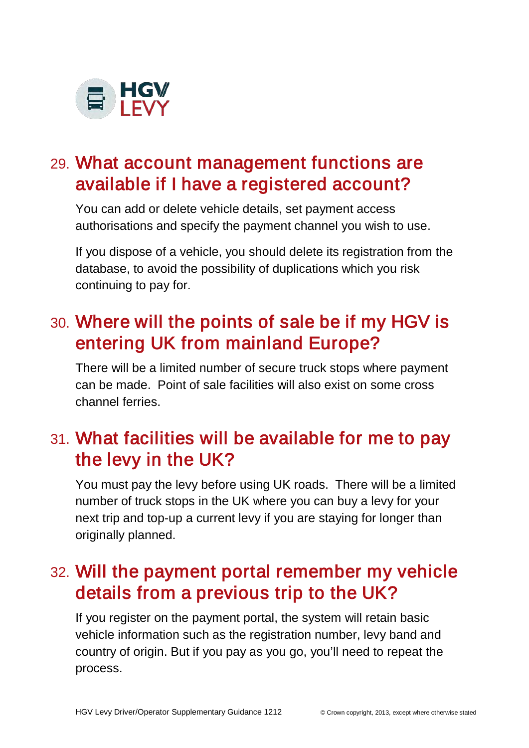## 29. What account management functions are available if I have a registered account?

You can add or delete vehicle details, set payment access authorisations and specify the payment channel you wish to use.

If you dispose of a vehicle, you should delete its registration from the database, to avoid the possibility of duplications which you risk continuing to pay for.

## 30. Where will the points of sale be if my HGV is entering UK from mainland Europe?

There will be a limited number of secure truck stops where payment can be made. Point of sale facilities will also exist on some cross channel ferries.

## 31. What facilities will be available for me to pay the levy in the UK?

You must pay the levy before using UK roads. There will be a limited number of truck stops in the UK where you can buy a levy for your next trip and top-up a current levy if you are staying for longer than originally planned.

## 32. Will the payment portal remember my vehicle details from a previous trip to the UK?

If you register on the payment portal, the system will retain basic vehicle information such as the registration number, levy band and country of origin. But if you pay as you go, you'll need to repeat the process.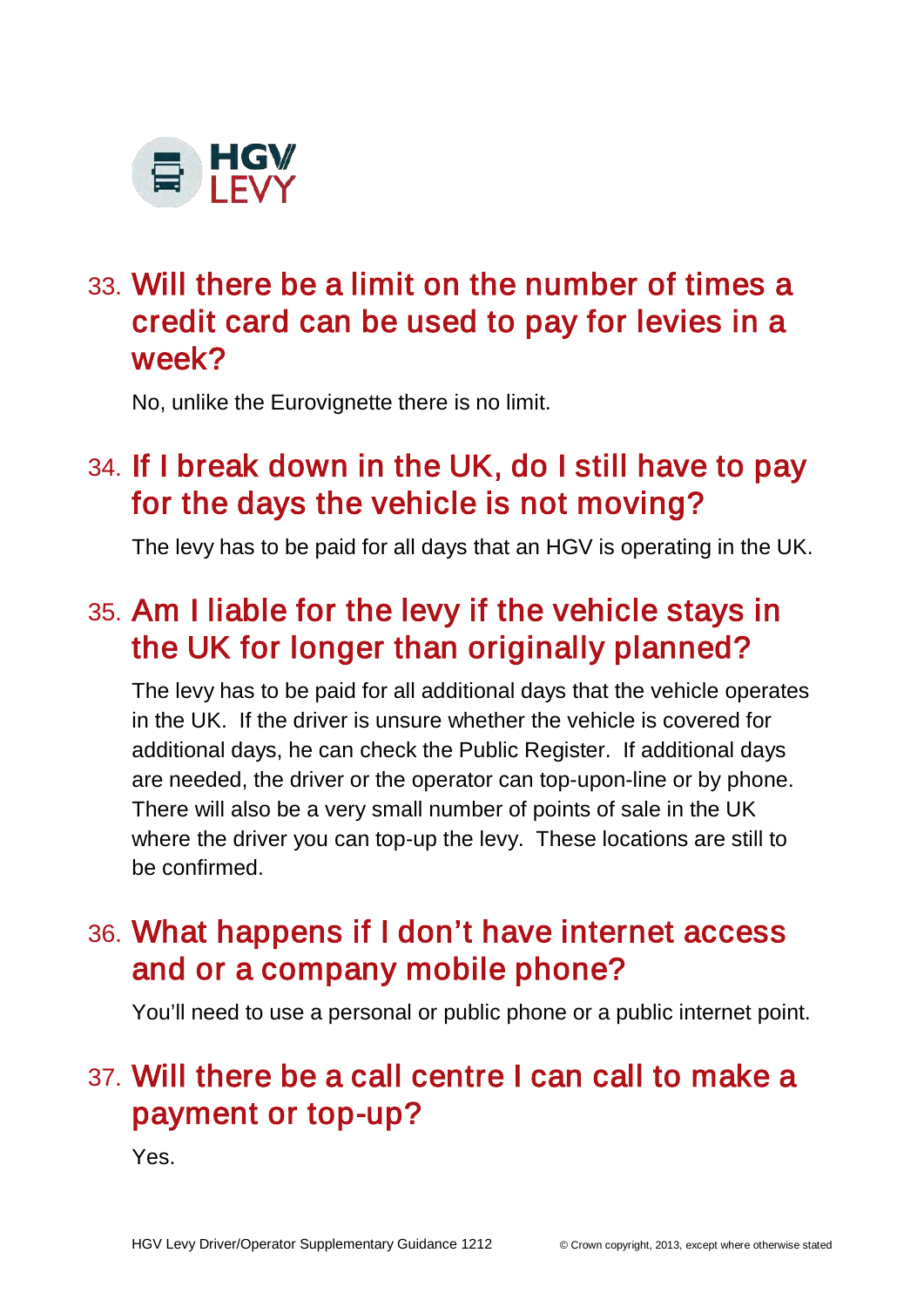## 33. Will there be a limit on the number of times a credit card can be used to pay for levies in a week?

No, unlike the Eurovignette there is no limit.

## 34. If I break down in the UK, do I still have to pay for the days the vehicle is not moving?

The levy has to be paid for all days that an HGV is operating in the UK.

## 35. Am I liable for the levy if the vehicle stays in the UK for longer than originally planned?

The levy has to be paid for all additional days that the vehicle operates in the UK. If the driver is unsure whether the vehicle is covered for additional days, he can check the Public Register. If additional days are needed, the driver or the operator can top-upon-line or by phone. There will also be a very small number of points of sale in the UK where the driver you can top-up the levy. These locations are still to be confirmed.

## 36. What happens if I don't have internet access and or a company mobile phone?

You'll need to use a personal or public phone or a public internet point.

## 37. Will there be a call centre I can call to make a payment or top-up?

Yes.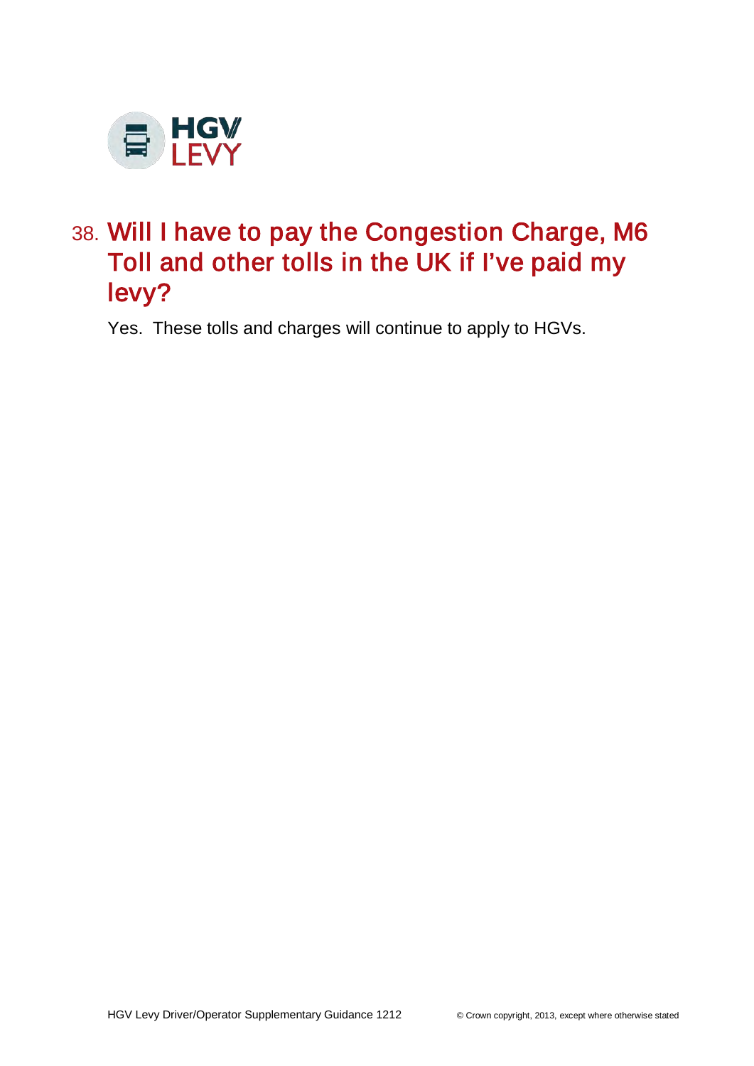## 38. Will I have to pay the Congestion Charge, M6 Toll and other tolls in the UK if I've paid my levy?

Yes. These tolls and charges will continue to apply to HGVs.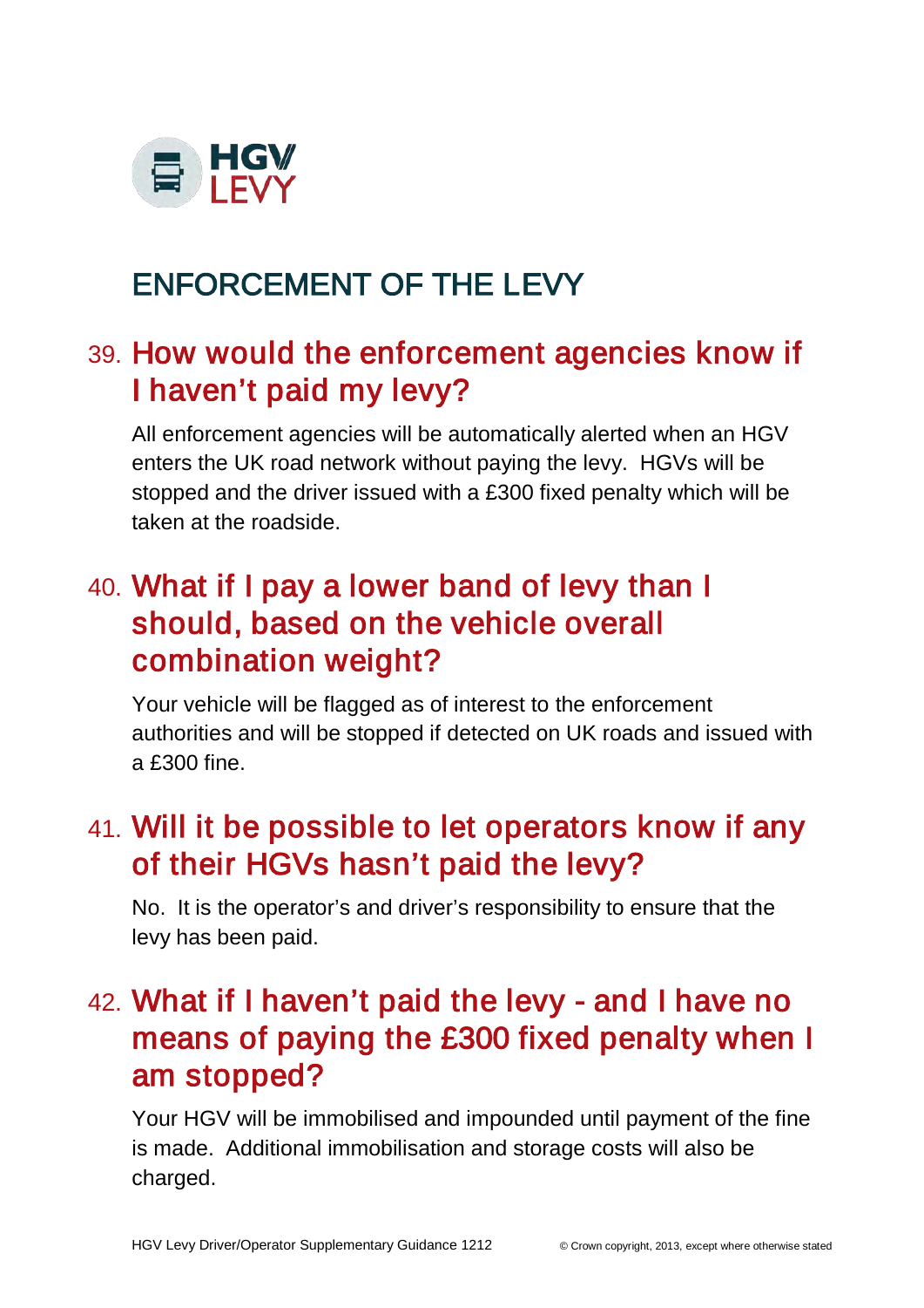HGV LEVY

# ENFORCEMENT OF THE LEVY

## 39. How would the enforcement agencies know if I haven't paid my levy?

All enforcement agencies will be automatically alerted when an HGV enters the UK road network without paying the levy. HGVs will be stopped and the driver issued with a £300 fixed penalty which will be taken at the roadside.

## 40. What if I pay a lower band of levy than I should, based on the vehicle overall combination weight?

Your vehicle will be flagged as of interest to the enforcement authorities and will be stopped if detected on UK roads and issued with a £300 fine.

## 41. Will it be possible to let operators know if any of their HGVs hasn't paid the levy?

No. It is the operator's and driver's responsibility to ensure that the levy has been paid.

## 42. What if I haven't paid the levy - and I have no means of paying the £300 fixed penalty when I am stopped?

Your HGV will be immobilised and impounded until payment of the fine is made. Additional immobilisation and storage costs will also be charged.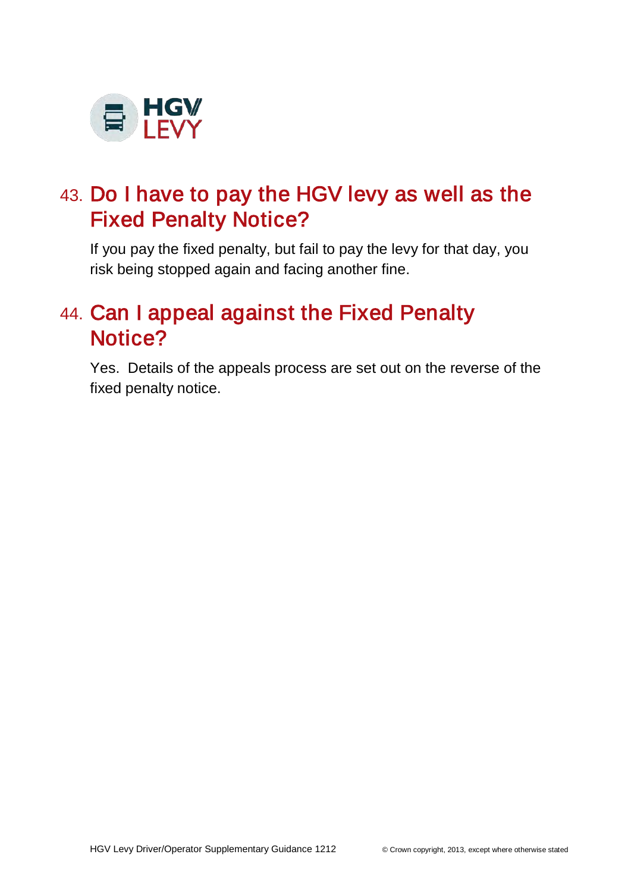## 43. Do I have to pay the HGV levy as well as the Fixed Penalty Notice?

If you pay the fixed penalty, but fail to pay the levy for that day, you risk being stopped again and facing another fine.

## 44. Can I appeal against the Fixed Penalty Notice?

Yes. Details of the appeals process are set out on the reverse of the fixed penalty notice.